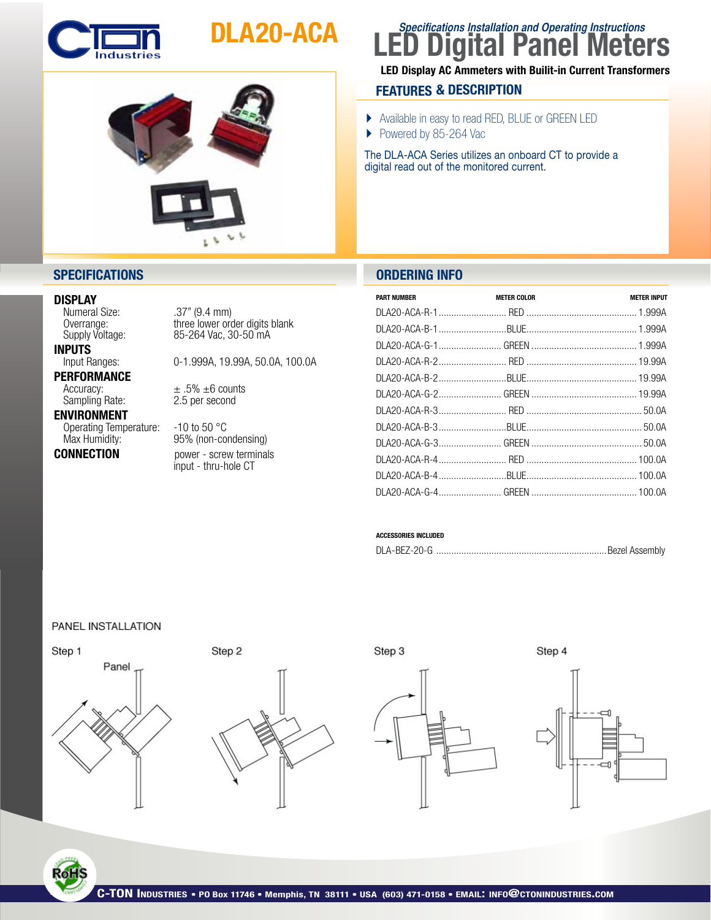# DLA20-ACA

*Specifications Installation and Operating Instructions*

# LED Digital Panel Meters

**LED Display AC Ammeters with Builit-in Current Transformers**

## FEATURES & DESCRIPTION

- Available in easy to read RED, BLUE or GREEN LED
- Powered by 85-264 Vac

The DLA-ACA Series utilizes an onboard CT to provide a digital read out of the monitored current.

## SPECIFICATIONS

**DISPLAY**

| | |
|---|---|
| Numeral Size: | .37" (9.4 mm) |
| Overrange: | three lower order digits blank |
| Supply Voltage: | 85-264 Vac, 30-50 mA |

**INPUTS**

| | |
|---|---|
| Input Ranges: | 0-1.999A, 19.99A, 50.0A, 100.0A |

**PERFORMANCE**

| | |
|---|---|
| Accuracy: | ± .5% ±6 counts |
| Sampling Rate: | 2.5 per second |

**ENVIRONMENT**

| | |
|---|---|
| Operating Temperature: | -10 to 50 °C |
| Max Humidity: | 95% (non-condensing) |

**CONNECTION**

power - screw terminals
input - thru-hole CT

## ORDERING INFO

| PART NUMBER | METER COLOR | METER INPUT |
|---|---|---|
| DLA20-ACA-R-1 | RED | 1.999A |
| DLA20-ACA-B-1 | BLUE | 1.999A |
| DLA20-ACA-G-1 | GREEN | 1.999A |
| DLA20-ACA-R-2 | RED | 19.99A |
| DLA20-ACA-B-2 | BLUE | 19.99A |
| DLA20-ACA-G-2 | GREEN | 19.99A |
| DLA20-ACA-R-3 | RED | 50.0A |
| DLA20-ACA-B-3 | BLUE | 50.0A |
| DLA20-ACA-G-3 | GREEN | 50.0A |
| DLA20-ACA-R-4 | RED | 100.0A |
| DLA20-ACA-B-4 | BLUE | 100.0A |
| DLA20-ACA-G-4 | GREEN | 100.0A |

**ACCESSORIES INCLUDED**

| | |
|---|---|
| DLA-BEZ-20-G | Bezel Assembly |

PANEL INSTALLATION

Step 1 — Panel

Step 2

Step 3

Step 4

**C-TON Industries** • PO Box 11746 • Memphis, TN 38111 • USA (603) 471-0158 • EMAIL: INFO@CTONINDUSTRIES.COM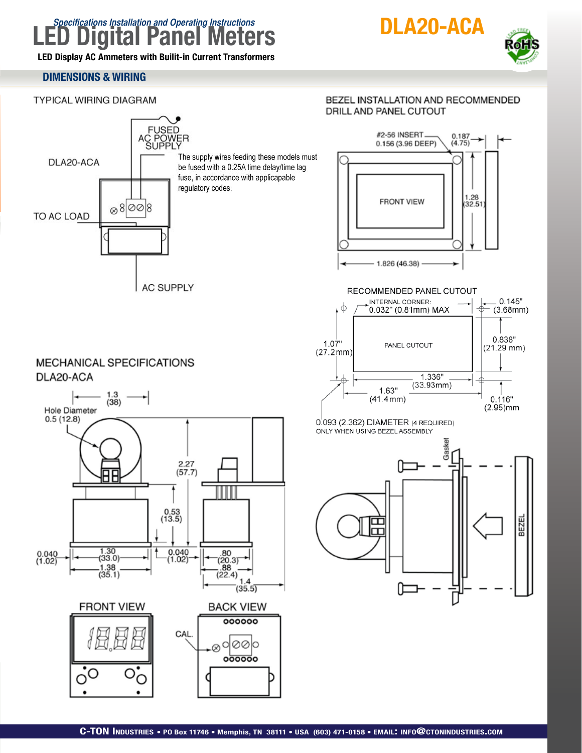*Specifications Installation and Operating Instructions*

# LED Digital Panel Meters

**LED Display AC Ammeters with Builit-in Current Transformers**

# DLA20-ACA

## DIMENSIONS & WIRING

### TYPICAL WIRING DIAGRAM

DLA20-ACA

FUSED AC POWER SUPPLY

TO AC LOAD

AC SUPPLY

The supply wires feeding these models must be fused with a 0.25A time delay/time lag fuse, in accordance with applicapable regulatory codes.

### BEZEL INSTALLATION AND RECOMMENDED DRILL AND PANEL CUTOUT

#2-56 INSERT 0.156 (3.96 DEEP)

0.187 (4.75)

FRONT VIEW

1.28 (32.51)

1.826 (46.38)

### RECOMMENDED PANEL CUTOUT

INTERNAL CORNER: 0.032" (0.81mm) MAX

0.145" (3.68mm)

1.07" (27.2mm)

PANEL CUTOUT

0.838" (21.29 mm)

1.336" (33.93mm)

1.63" (41.4mm)

0.116" (2.95)mm

0.093 (2.362) DIAMETER (4 REQUIRED)
ONLY WHEN USING BEZEL ASSEMBLY

Gasket

BEZEL

### MECHANICAL SPECIFICATIONS
### DLA20-ACA

1.3 (38)

Hole Diameter 0.5 (12.8)

2.27 (57.7)

0.53 (13.5)

0.040 (1.02)

1.30 (33.0)

1.38 (35.1)

0.040 (1.02)

.80 (20.3)

.88 (22.4)

1.4 (35.5)

FRONT VIEW

BACK VIEW

CAL.

**C-TON INDUSTRIES • PO Box 11746 • Memphis, TN 38111 • USA (603) 471-0158 • EMAIL: INFO@CTONINDUSTRIES.COM**